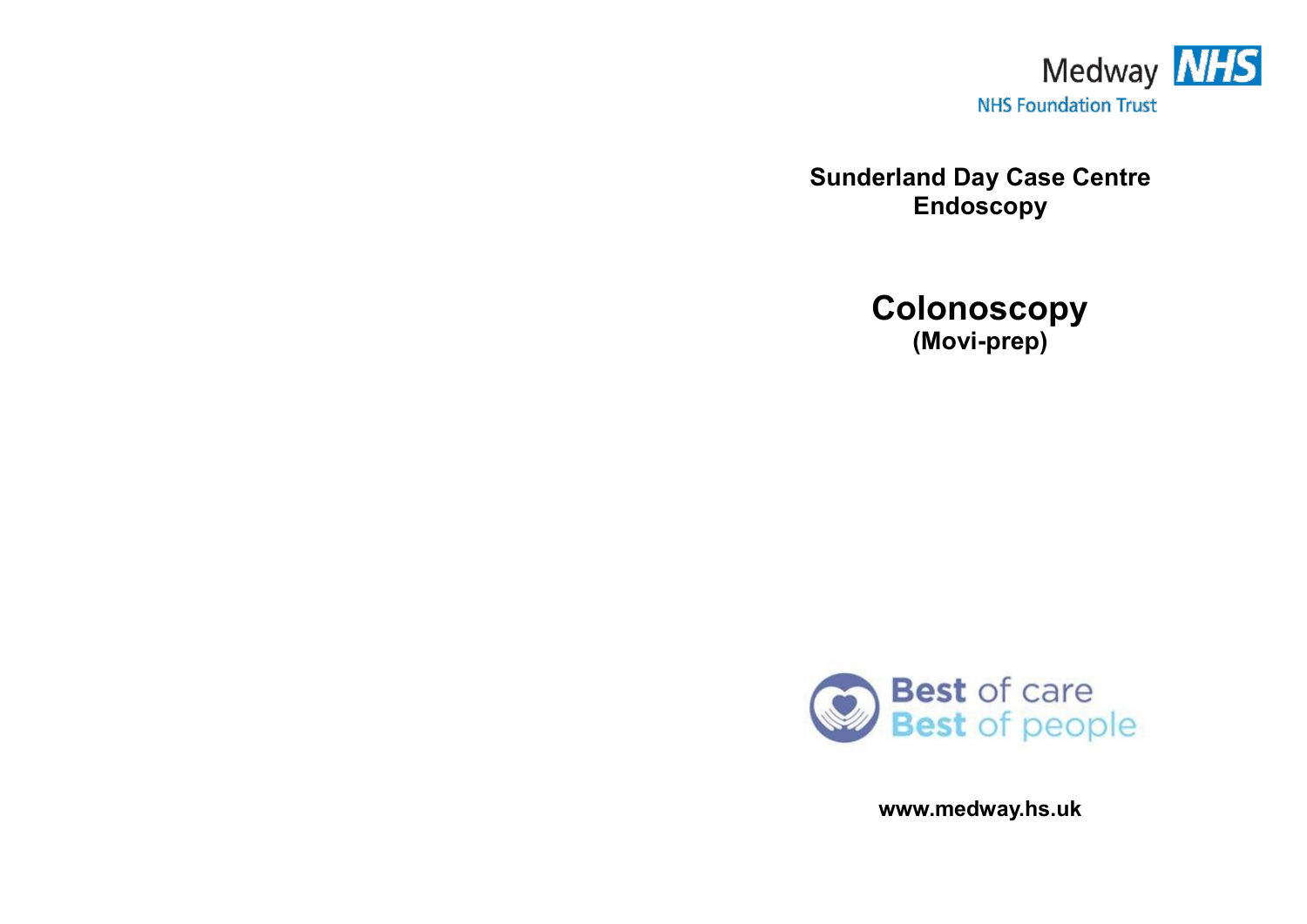Medway NHS
NHS Foundation Trust

**Sunderland Day Case Centre**
**Endoscopy**

# Colonoscopy
**(Movi-prep)**

Best of care
Best of people

**www.medway.hs.uk**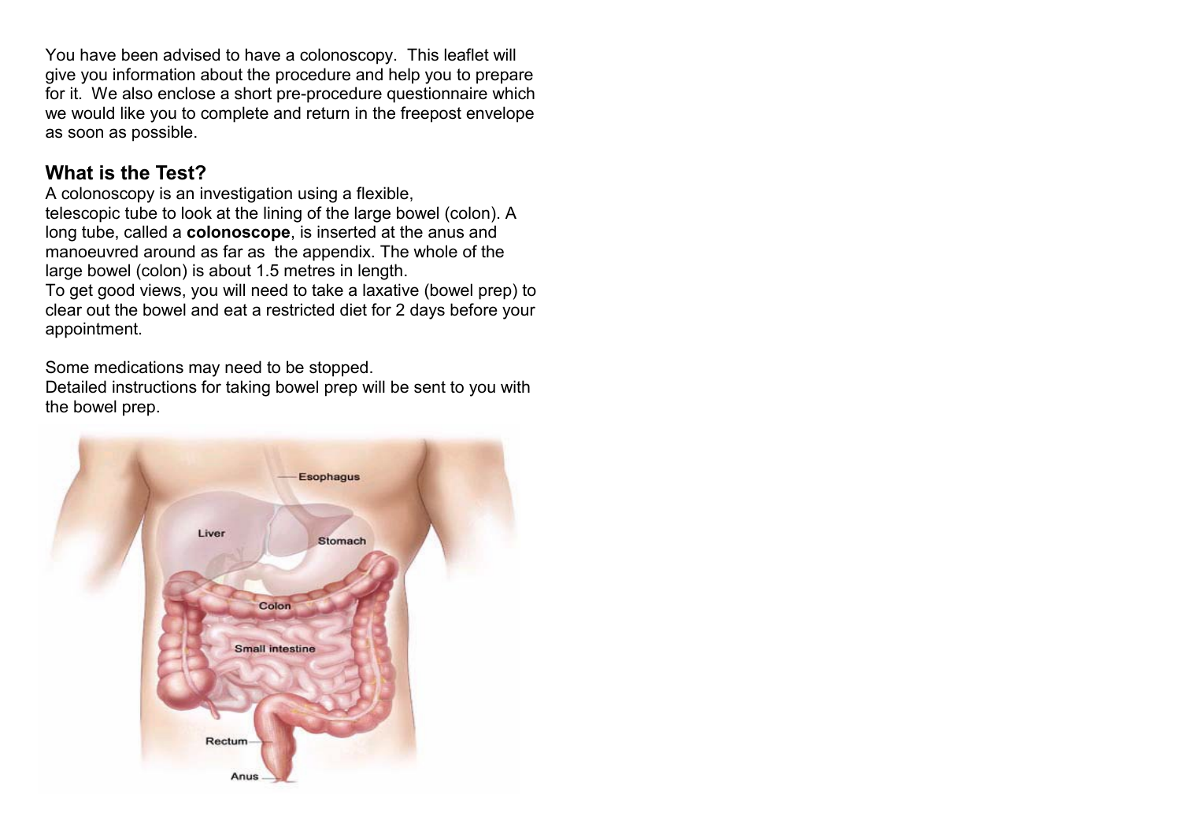You have been advised to have a colonoscopy. This leaflet will give you information about the procedure and help you to prepare for it. We also enclose a short pre-procedure questionnaire which we would like you to complete and return in the freepost envelope as soon as possible.

## What is the Test?

A colonoscopy is an investigation using a flexible, telescopic tube to look at the lining of the large bowel (colon). A long tube, called a **colonoscope**, is inserted at the anus and manoeuvred around as far as the appendix. The whole of the large bowel (colon) is about 1.5 metres in length.

To get good views, you will need to take a laxative (bowel prep) to clear out the bowel and eat a restricted diet for 2 days before your appointment.

Some medications may need to be stopped.

Detailed instructions for taking bowel prep will be sent to you with the bowel prep.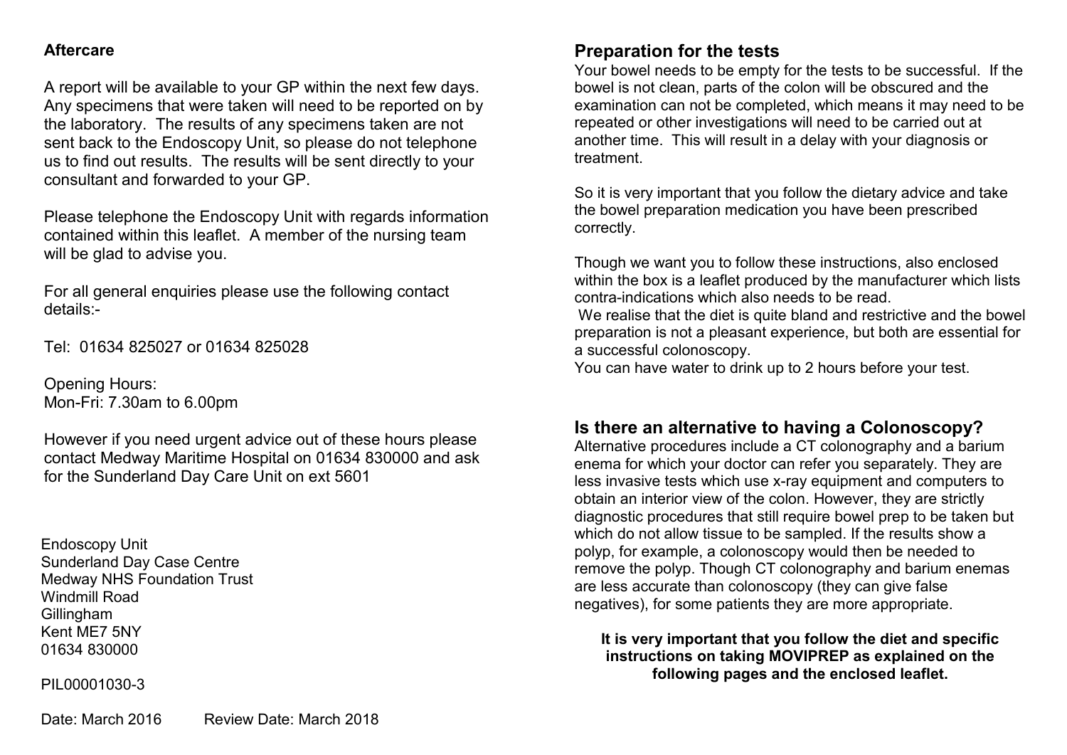## Aftercare

A report will be available to your GP within the next few days. Any specimens that were taken will need to be reported on by the laboratory. The results of any specimens taken are not sent back to the Endoscopy Unit, so please do not telephone us to find out results. The results will be sent directly to your consultant and forwarded to your GP.

Please telephone the Endoscopy Unit with regards information contained within this leaflet. A member of the nursing team will be glad to advise you.

For all general enquiries please use the following contact details:-

Tel: 01634 825027 or 01634 825028

Opening Hours:
Mon-Fri: 7.30am to 6.00pm

However if you need urgent advice out of these hours please contact Medway Maritime Hospital on 01634 830000 and ask for the Sunderland Day Care Unit on ext 5601

Endoscopy Unit
Sunderland Day Case Centre
Medway NHS Foundation Trust
Windmill Road
Gillingham
Kent ME7 5NY
01634 830000

PIL00001030-3

Date: March 2016 Review Date: March 2018

## Preparation for the tests

Your bowel needs to be empty for the tests to be successful. If the bowel is not clean, parts of the colon will be obscured and the examination can not be completed, which means it may need to be repeated or other investigations will need to be carried out at another time. This will result in a delay with your diagnosis or treatment.

So it is very important that you follow the dietary advice and take the bowel preparation medication you have been prescribed correctly.

Though we want you to follow these instructions, also enclosed within the box is a leaflet produced by the manufacturer which lists contra-indications which also needs to be read.
We realise that the diet is quite bland and restrictive and the bowel preparation is not a pleasant experience, but both are essential for a successful colonoscopy.
You can have water to drink up to 2 hours before your test.

## Is there an alternative to having a Colonoscopy?

Alternative procedures include a CT colonography and a barium enema for which your doctor can refer you separately. They are less invasive tests which use x-ray equipment and computers to obtain an interior view of the colon. However, they are strictly diagnostic procedures that still require bowel prep to be taken but which do not allow tissue to be sampled. If the results show a polyp, for example, a colonoscopy would then be needed to remove the polyp. Though CT colonography and barium enemas are less accurate than colonoscopy (they can give false negatives), for some patients they are more appropriate.

**It is very important that you follow the diet and specific instructions on taking MOVIPREP as explained on the following pages and the enclosed leaflet.**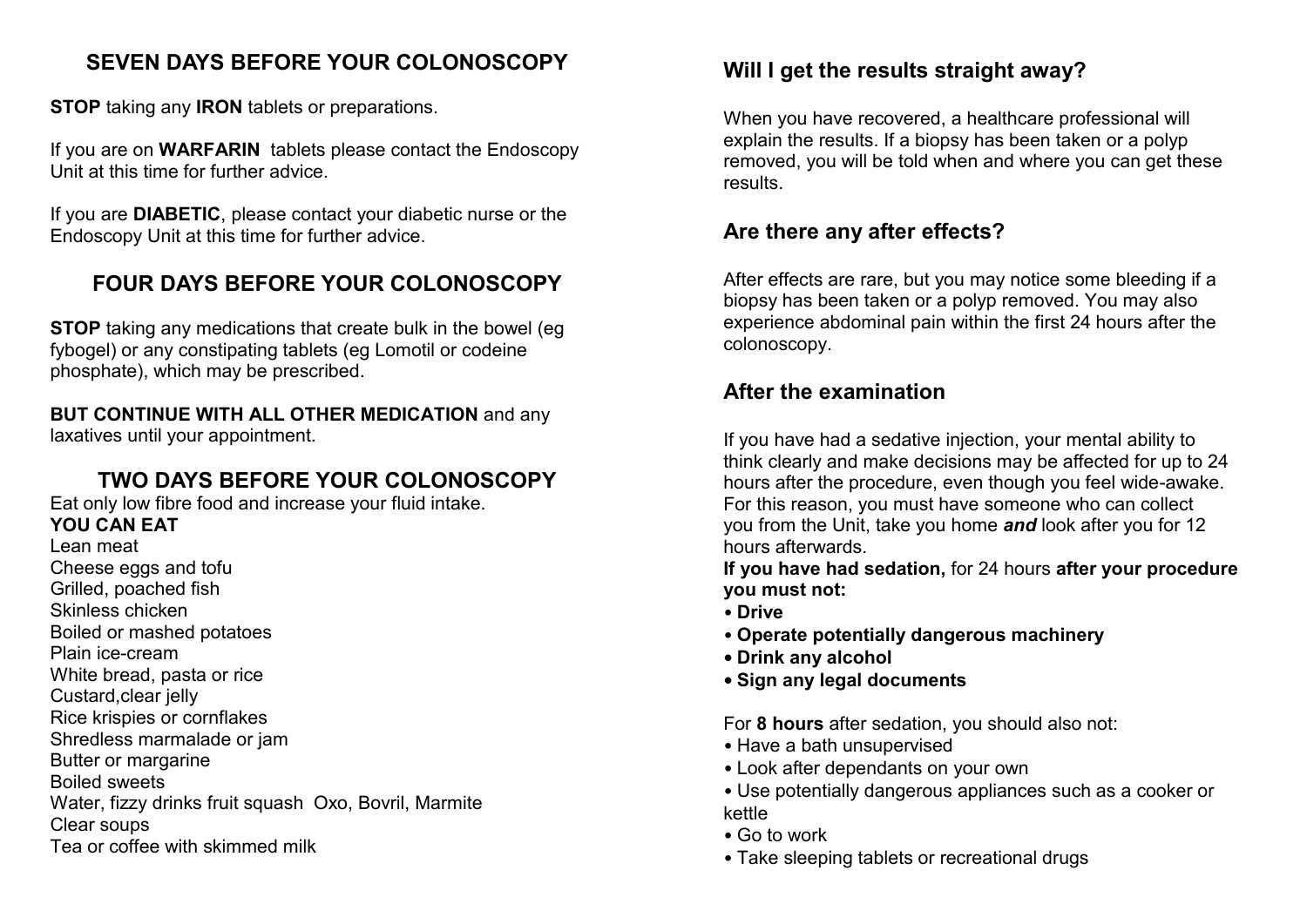## SEVEN DAYS BEFORE YOUR COLONOSCOPY

**STOP** taking any **IRON** tablets or preparations.

If you are on **WARFARIN** tablets please contact the Endoscopy Unit at this time for further advice.

If you are **DIABETIC**, please contact your diabetic nurse or the Endoscopy Unit at this time for further advice.

## FOUR DAYS BEFORE YOUR COLONOSCOPY

**STOP** taking any medications that create bulk in the bowel (eg fybogel) or any constipating tablets (eg Lomotil or codeine phosphate), which may be prescribed.

**BUT CONTINUE WITH ALL OTHER MEDICATION** and any laxatives until your appointment.

## TWO DAYS BEFORE YOUR COLONOSCOPY

Eat only low fibre food and increase your fluid intake.

**YOU CAN EAT**

Lean meat
Cheese eggs and tofu
Grilled, poached fish
Skinless chicken
Boiled or mashed potatoes
Plain ice-cream
White bread, pasta or rice
Custard,clear jelly
Rice krispies or cornflakes
Shredless marmalade or jam
Butter or margarine
Boiled sweets
Water, fizzy drinks fruit squash Oxo, Bovril, Marmite
Clear soups
Tea or coffee with skimmed milk

## Will I get the results straight away?

When you have recovered, a healthcare professional will explain the results. If a biopsy has been taken or a polyp removed, you will be told when and where you can get these results.

## Are there any after effects?

After effects are rare, but you may notice some bleeding if a biopsy has been taken or a polyp removed. You may also experience abdominal pain within the first 24 hours after the colonoscopy.

## After the examination

If you have had a sedative injection, your mental ability to think clearly and make decisions may be affected for up to 24 hours after the procedure, even though you feel wide-awake. For this reason, you must have someone who can collect you from the Unit, take you home ***and*** look after you for 12 hours afterwards.

**If you have had sedation,** for 24 hours **after your procedure you must not:**

- **Drive**
- **Operate potentially dangerous machinery**
- **Drink any alcohol**
- **Sign any legal documents**

For **8 hours** after sedation, you should also not:

- Have a bath unsupervised
- Look after dependants on your own
- Use potentially dangerous appliances such as a cooker or kettle
- Go to work
- Take sleeping tablets or recreational drugs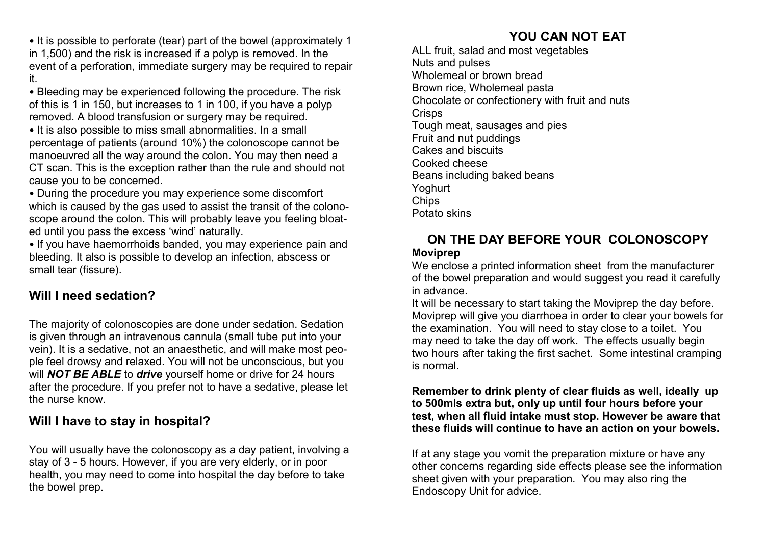- It is possible to perforate (tear) part of the bowel (approximately 1 in 1,500) and the risk is increased if a polyp is removed. In the event of a perforation, immediate surgery may be required to repair it.
- Bleeding may be experienced following the procedure. The risk of this is 1 in 150, but increases to 1 in 100, if you have a polyp removed. A blood transfusion or surgery may be required.
- It is also possible to miss small abnormalities. In a small percentage of patients (around 10%) the colonoscope cannot be manoeuvred all the way around the colon. You may then need a CT scan. This is the exception rather than the rule and should not cause you to be concerned.
- During the procedure you may experience some discomfort which is caused by the gas used to assist the transit of the colonoscope around the colon. This will probably leave you feeling bloated until you pass the excess 'wind' naturally.
- If you have haemorrhoids banded, you may experience pain and bleeding. It also is possible to develop an infection, abscess or small tear (fissure).

## Will I need sedation?

The majority of colonoscopies are done under sedation. Sedation is given through an intravenous cannula (small tube put into your vein). It is a sedative, not an anaesthetic, and will make most people feel drowsy and relaxed. You will not be unconscious, but you will ***NOT BE ABLE*** to ***drive*** yourself home or drive for 24 hours after the procedure. If you prefer not to have a sedative, please let the nurse know.

## Will I have to stay in hospital?

You will usually have the colonoscopy as a day patient, involving a stay of 3 - 5 hours. However, if you are very elderly, or in poor health, you may need to come into hospital the day before to take the bowel prep.

## YOU CAN NOT EAT

ALL fruit, salad and most vegetables
Nuts and pulses
Wholemeal or brown bread
Brown rice, Wholemeal pasta
Chocolate or confectionery with fruit and nuts
Crisps
Tough meat, sausages and pies
Fruit and nut puddings
Cakes and biscuits
Cooked cheese
Beans including baked beans
Yoghurt
Chips
Potato skins

## ON THE DAY BEFORE YOUR COLONOSCOPY

**Moviprep**

We enclose a printed information sheet from the manufacturer of the bowel preparation and would suggest you read it carefully in advance.

It will be necessary to start taking the Moviprep the day before. Moviprep will give you diarrhoea in order to clear your bowels for the examination. You will need to stay close to a toilet. You may need to take the day off work. The effects usually begin two hours after taking the first sachet. Some intestinal cramping is normal.

**Remember to drink plenty of clear fluids as well, ideally up to 500mls extra but, only up until four hours before your test, when all fluid intake must stop. However be aware that these fluids will continue to have an action on your bowels.**

If at any stage you vomit the preparation mixture or have any other concerns regarding side effects please see the information sheet given with your preparation. You may also ring the Endoscopy Unit for advice.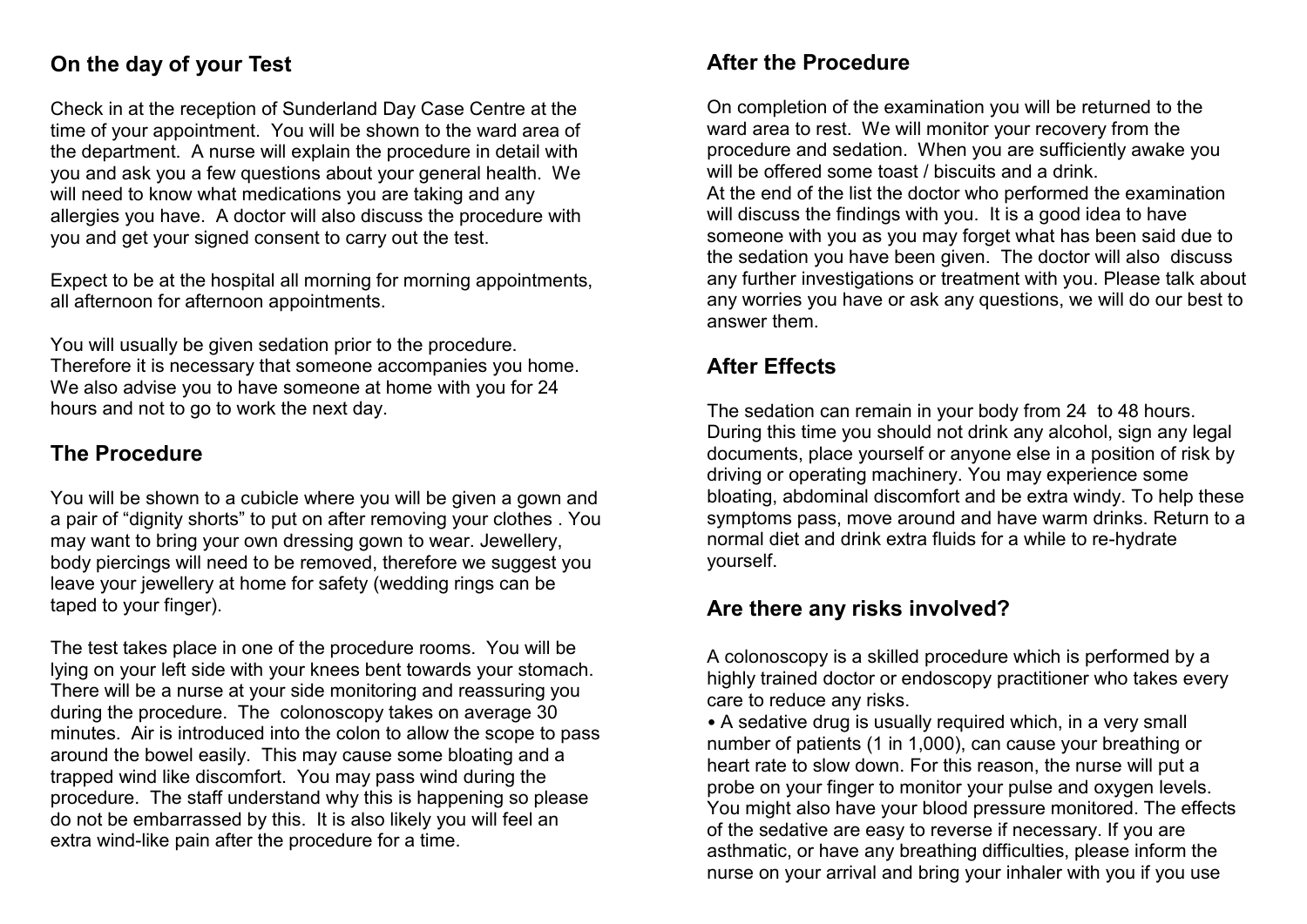## On the day of your Test

Check in at the reception of Sunderland Day Case Centre at the time of your appointment. You will be shown to the ward area of the department. A nurse will explain the procedure in detail with you and ask you a few questions about your general health. We will need to know what medications you are taking and any allergies you have. A doctor will also discuss the procedure with you and get your signed consent to carry out the test.

Expect to be at the hospital all morning for morning appointments, all afternoon for afternoon appointments.

You will usually be given sedation prior to the procedure. Therefore it is necessary that someone accompanies you home. We also advise you to have someone at home with you for 24 hours and not to go to work the next day.

## The Procedure

You will be shown to a cubicle where you will be given a gown and a pair of "dignity shorts" to put on after removing your clothes . You may want to bring your own dressing gown to wear. Jewellery, body piercings will need to be removed, therefore we suggest you leave your jewellery at home for safety (wedding rings can be taped to your finger).

The test takes place in one of the procedure rooms. You will be lying on your left side with your knees bent towards your stomach. There will be a nurse at your side monitoring and reassuring you during the procedure. The colonoscopy takes on average 30 minutes. Air is introduced into the colon to allow the scope to pass around the bowel easily. This may cause some bloating and a trapped wind like discomfort. You may pass wind during the procedure. The staff understand why this is happening so please do not be embarrassed by this. It is also likely you will feel an extra wind-like pain after the procedure for a time.

## After the Procedure

On completion of the examination you will be returned to the ward area to rest. We will monitor your recovery from the procedure and sedation. When you are sufficiently awake you will be offered some toast / biscuits and a drink.
At the end of the list the doctor who performed the examination will discuss the findings with you. It is a good idea to have someone with you as you may forget what has been said due to the sedation you have been given. The doctor will also discuss any further investigations or treatment with you. Please talk about any worries you have or ask any questions, we will do our best to answer them.

## After Effects

The sedation can remain in your body from 24 to 48 hours. During this time you should not drink any alcohol, sign any legal documents, place yourself or anyone else in a position of risk by driving or operating machinery. You may experience some bloating, abdominal discomfort and be extra windy. To help these symptoms pass, move around and have warm drinks. Return to a normal diet and drink extra fluids for a while to re-hydrate yourself.

## Are there any risks involved?

A colonoscopy is a skilled procedure which is performed by a highly trained doctor or endoscopy practitioner who takes every care to reduce any risks.

- A sedative drug is usually required which, in a very small number of patients (1 in 1,000), can cause your breathing or heart rate to slow down. For this reason, the nurse will put a probe on your finger to monitor your pulse and oxygen levels. You might also have your blood pressure monitored. The effects of the sedative are easy to reverse if necessary. If you are asthmatic, or have any breathing difficulties, please inform the nurse on your arrival and bring your inhaler with you if you use